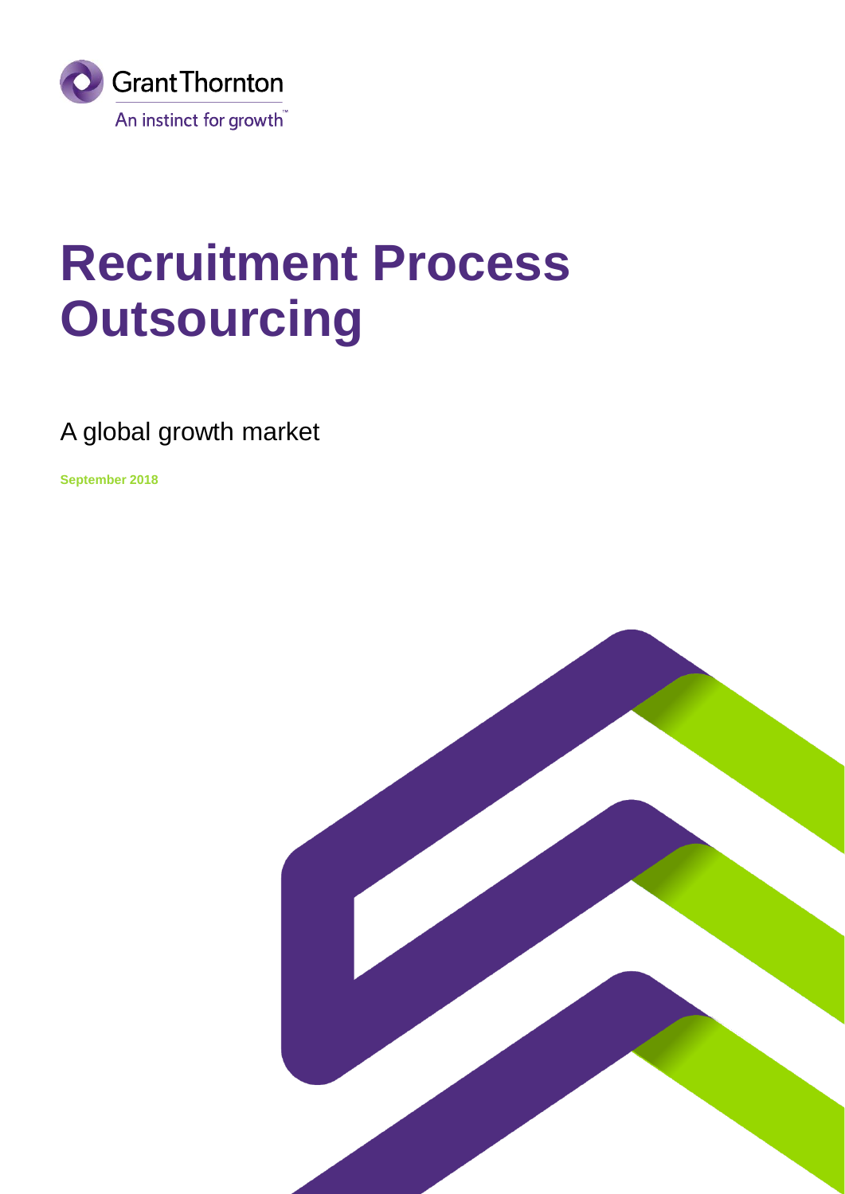Grant Thornton

An instinct for growth™

# Recruitment Process Outsourcing

A global growth market

**September 2018**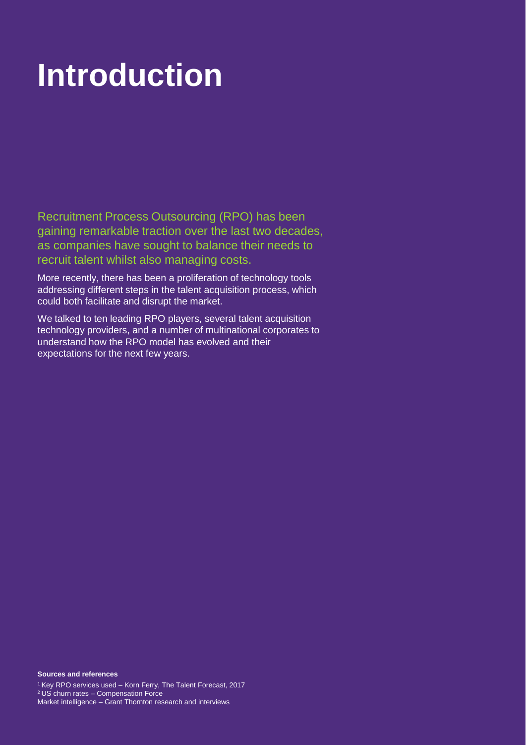# Introduction

Recruitment Process Outsourcing (RPO) has been gaining remarkable traction over the last two decades, as companies have sought to balance their needs to recruit talent whilst also managing costs.

More recently, there has been a proliferation of technology tools addressing different steps in the talent acquisition process, which could both facilitate and disrupt the market.

We talked to ten leading RPO players, several talent acquisition technology providers, and a number of multinational corporates to understand how the RPO model has evolved and their expectations for the next few years.

**Sources and references**

[1] Key RPO services used – Korn Ferry, The Talent Forecast, 2017
[2] US churn rates – Compensation Force
Market intelligence – Grant Thornton research and interviews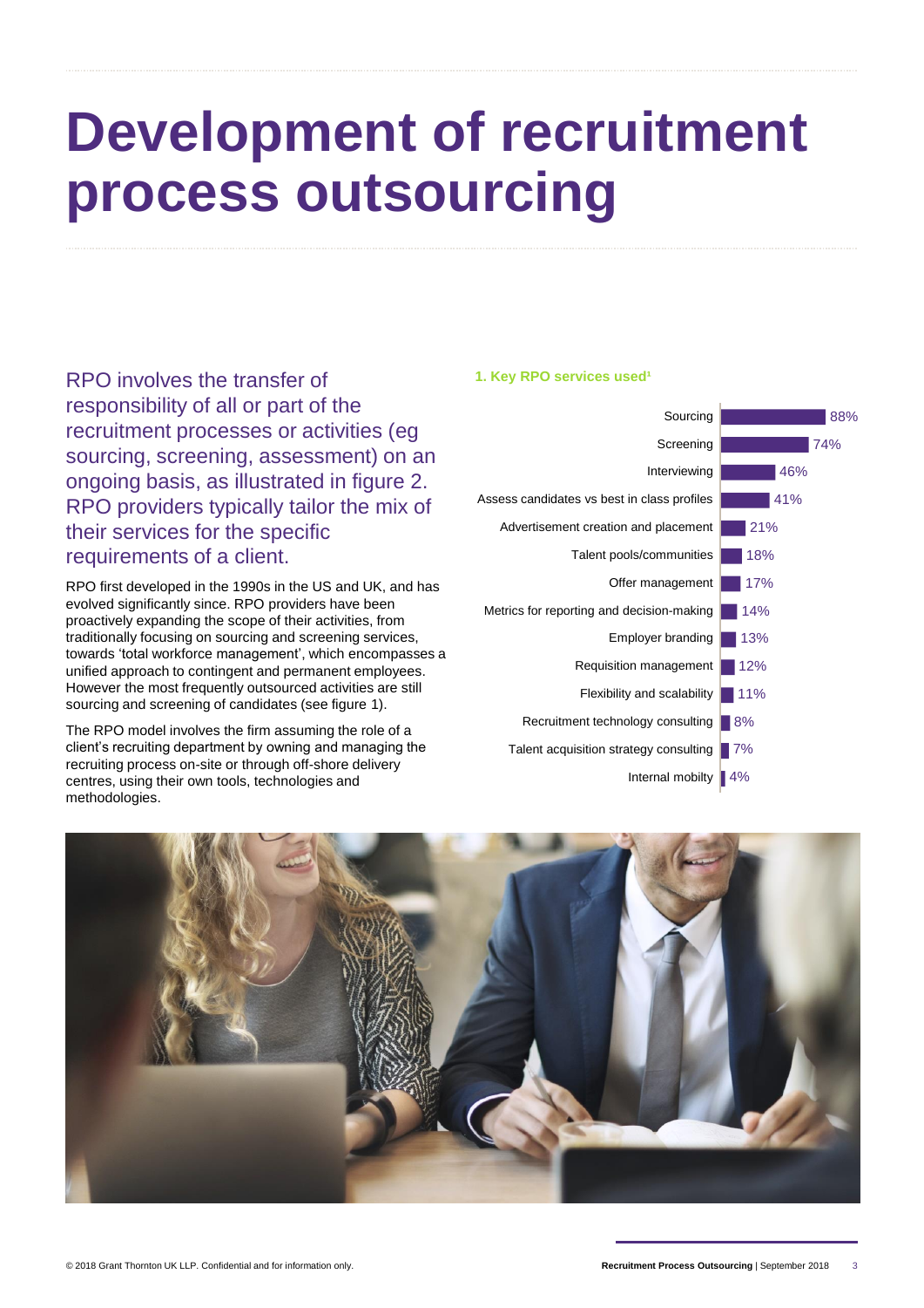# Development of recruitment process outsourcing

RPO involves the transfer of responsibility of all or part of the recruitment processes or activities (eg sourcing, screening, assessment) on an ongoing basis, as illustrated in figure 2. RPO providers typically tailor the mix of their services for the specific requirements of a client.

RPO first developed in the 1990s in the US and UK, and has evolved significantly since. RPO providers have been proactively expanding the scope of their activities, from traditionally focusing on sourcing and screening services, towards 'total workforce management', which encompasses a unified approach to contingent and permanent employees. However the most frequently outsourced activities are still sourcing and screening of candidates (see figure 1).

The RPO model involves the firm assuming the role of a client's recruiting department by owning and managing the recruiting process on-site or through off-shore delivery centres, using their own tools, technologies and methodologies.

**1. Key RPO services used[1]**

| Service | % |
|---|---|
| Sourcing | 88% |
| Screening | 74% |
| Interviewing | 46% |
| Assess candidates vs best in class profiles | 41% |
| Advertisement creation and placement | 21% |
| Talent pools/communities | 18% |
| Offer management | 17% |
| Metrics for reporting and decision-making | 14% |
| Employer branding | 13% |
| Requisition management | 12% |
| Flexibility and scalability | 11% |
| Recruitment technology consulting | 8% |
| Talent acquisition strategy consulting | 7% |
| Internal mobilty | 4% |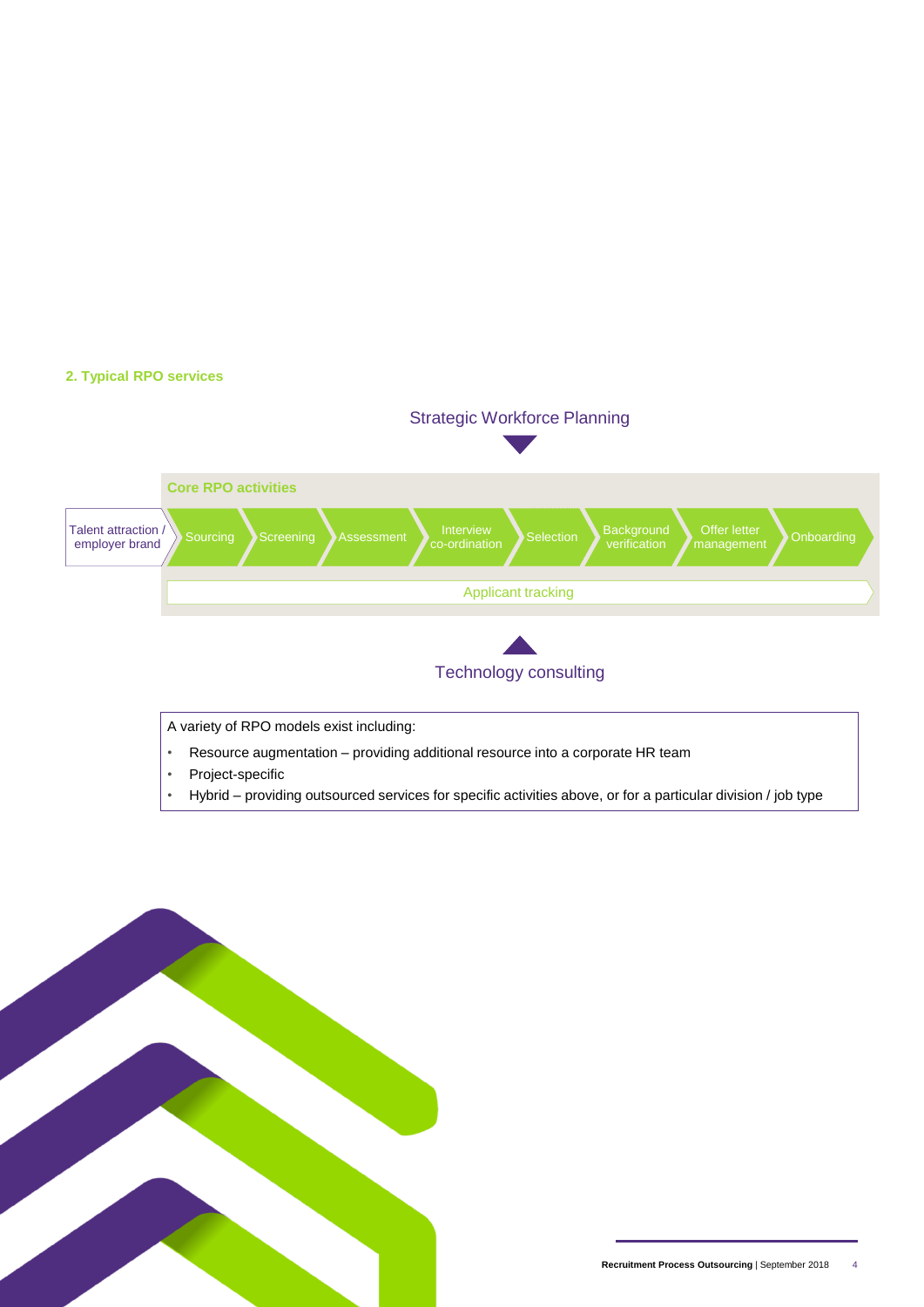## 2. Typical RPO services

Strategic Workforce Planning

**Core RPO activities**

Talent attraction / employer brand → Sourcing → Screening → Assessment → Interview co-ordination → Selection → Background verification → Offer letter management → Onboarding

Applicant tracking

Technology consulting

A variety of RPO models exist including:

- Resource augmentation – providing additional resource into a corporate HR team
- Project-specific
- Hybrid – providing outsourced services for specific activities above, or for a particular division / job type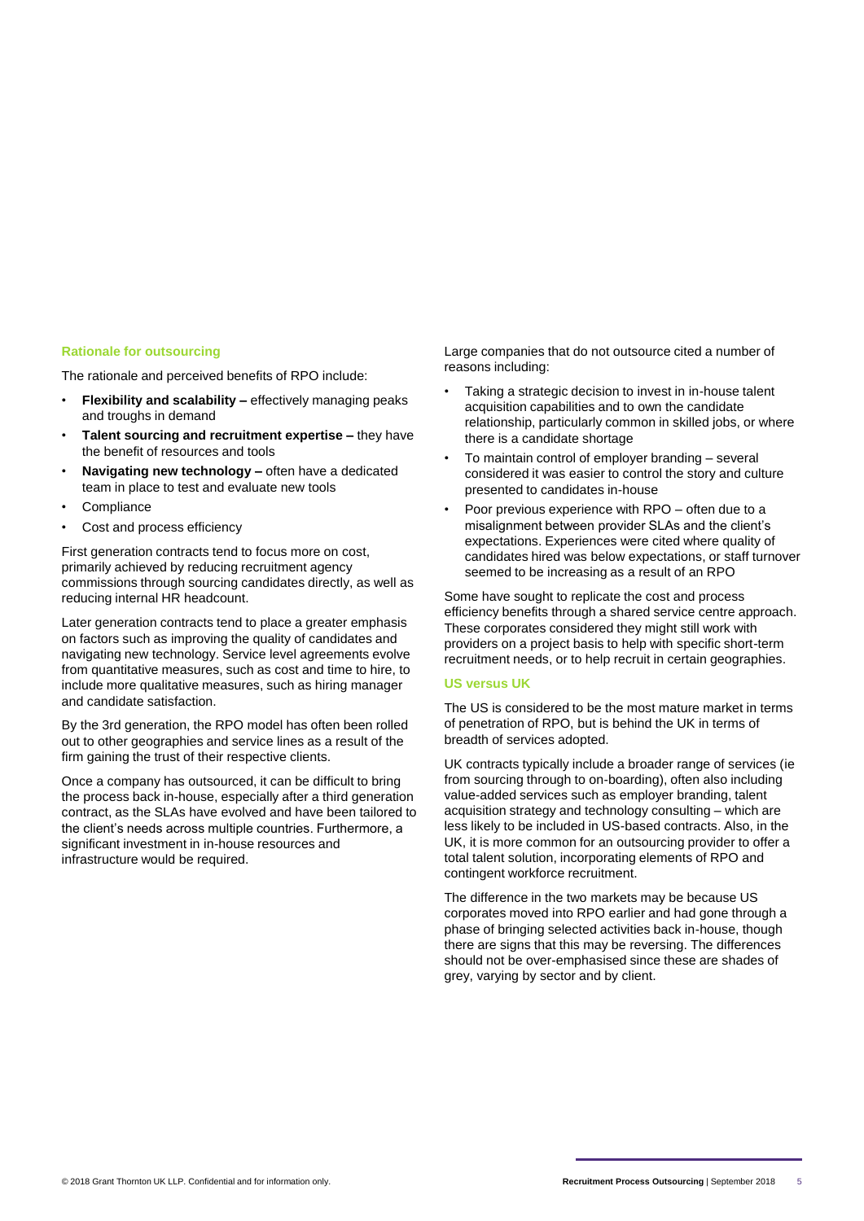## Rationale for outsourcing

The rationale and perceived benefits of RPO include:

- **Flexibility and scalability –** effectively managing peaks and troughs in demand
- **Talent sourcing and recruitment expertise –** they have the benefit of resources and tools
- **Navigating new technology –** often have a dedicated team in place to test and evaluate new tools
- Compliance
- Cost and process efficiency

First generation contracts tend to focus more on cost, primarily achieved by reducing recruitment agency commissions through sourcing candidates directly, as well as reducing internal HR headcount.

Later generation contracts tend to place a greater emphasis on factors such as improving the quality of candidates and navigating new technology. Service level agreements evolve from quantitative measures, such as cost and time to hire, to include more qualitative measures, such as hiring manager and candidate satisfaction.

By the 3rd generation, the RPO model has often been rolled out to other geographies and service lines as a result of the firm gaining the trust of their respective clients.

Once a company has outsourced, it can be difficult to bring the process back in-house, especially after a third generation contract, as the SLAs have evolved and have been tailored to the client's needs across multiple countries. Furthermore, a significant investment in in-house resources and infrastructure would be required.

Large companies that do not outsource cited a number of reasons including:

- Taking a strategic decision to invest in in-house talent acquisition capabilities and to own the candidate relationship, particularly common in skilled jobs, or where there is a candidate shortage
- To maintain control of employer branding – several considered it was easier to control the story and culture presented to candidates in-house
- Poor previous experience with RPO – often due to a misalignment between provider SLAs and the client's expectations. Experiences were cited where quality of candidates hired was below expectations, or staff turnover seemed to be increasing as a result of an RPO

Some have sought to replicate the cost and process efficiency benefits through a shared service centre approach. These corporates considered they might still work with providers on a project basis to help with specific short-term recruitment needs, or to help recruit in certain geographies.

## US versus UK

The US is considered to be the most mature market in terms of penetration of RPO, but is behind the UK in terms of breadth of services adopted.

UK contracts typically include a broader range of services (ie from sourcing through to on-boarding), often also including value-added services such as employer branding, talent acquisition strategy and technology consulting – which are less likely to be included in US-based contracts. Also, in the UK, it is more common for an outsourcing provider to offer a total talent solution, incorporating elements of RPO and contingent workforce recruitment.

The difference in the two markets may be because US corporates moved into RPO earlier and had gone through a phase of bringing selected activities back in-house, though there are signs that this may be reversing. The differences should not be over-emphasised since these are shades of grey, varying by sector and by client.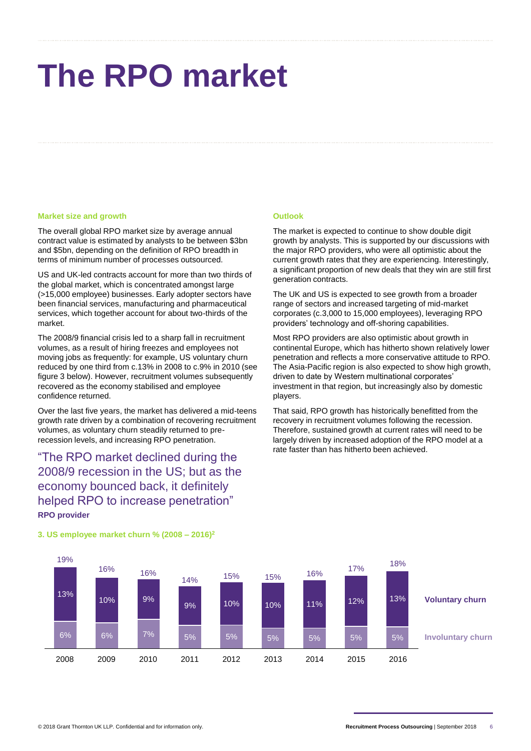# The RPO market

### Market size and growth

The overall global RPO market size by average annual contract value is estimated by analysts to be between $3bn and $5bn, depending on the definition of RPO breadth in terms of minimum number of processes outsourced.

US and UK-led contracts account for more than two thirds of the global market, which is concentrated amongst large (>15,000 employee) businesses. Early adopter sectors have been financial services, manufacturing and pharmaceutical services, which together account for about two-thirds of the market.

The 2008/9 financial crisis led to a sharp fall in recruitment volumes, as a result of hiring freezes and employees not moving jobs as frequently: for example, US voluntary churn reduced by one third from c.13% in 2008 to c.9% in 2010 (see figure 3 below). However, recruitment volumes subsequently recovered as the economy stabilised and employee confidence returned.

Over the last five years, the market has delivered a mid-teens growth rate driven by a combination of recovering recruitment volumes, as voluntary churn steadily returned to pre-recession levels, and increasing RPO penetration.

> "The RPO market declined during the 2008/9 recession in the US; but as the economy bounced back, it definitely helped RPO to increase penetration"
> **RPO provider**

### Outlook

The market is expected to continue to show double digit growth by analysts. This is supported by our discussions with the major RPO providers, who were all optimistic about the current growth rates that they are experiencing. Interestingly, a significant proportion of new deals that they win are still first generation contracts.

The UK and US is expected to see growth from a broader range of sectors and increased targeting of mid-market corporates (c.3,000 to 15,000 employees), leveraging RPO providers' technology and off-shoring capabilities.

Most RPO providers are also optimistic about growth in continental Europe, which has hitherto shown relatively lower penetration and reflects a more conservative attitude to RPO. The Asia-Pacific region is also expected to show high growth, driven to date by Western multinational corporates' investment in that region, but increasingly also by domestic players.

That said, RPO growth has historically benefitted from the recovery in recruitment volumes following the recession. Therefore, sustained growth at current rates will need to be largely driven by increased adoption of the RPO model at a rate faster than has hitherto been achieved.

### 3. US employee market churn % (2008 – 2016)[2]

| | 2008 | 2009 | 2010 | 2011 | 2012 | 2013 | 2014 | 2015 | 2016 |
|---|---|---|---|---|---|---|---|---|---|
| Voluntary churn | 13% | 10% | 9% | 9% | 10% | 10% | 11% | 12% | 13% |
| Involuntary churn | 6% | 6% | 7% | 5% | 5% | 5% | 5% | 5% | 5% |
| Total | 19% | 16% | 16% | 14% | 15% | 15% | 16% | 17% | 18% |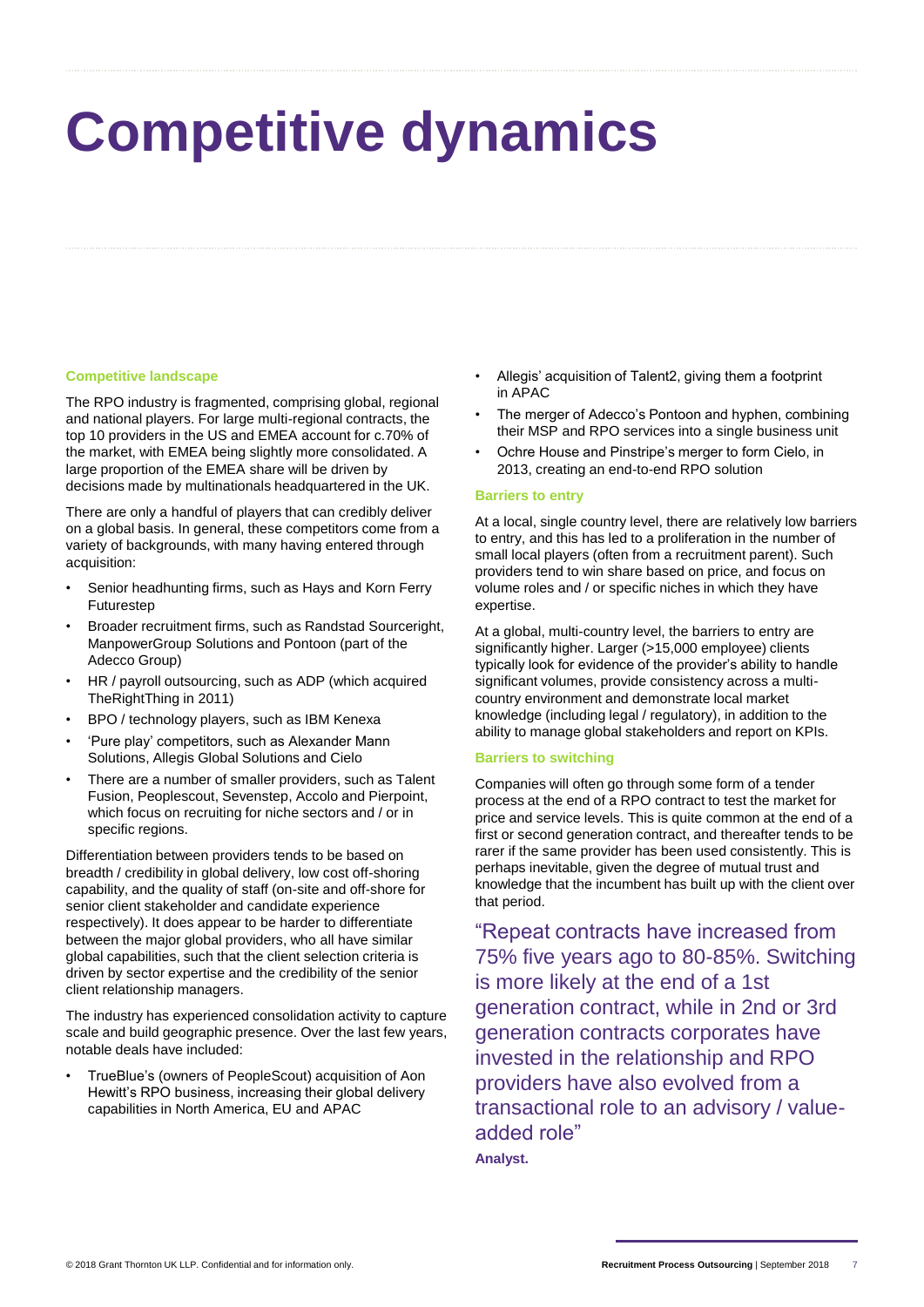# Competitive dynamics

### Competitive landscape

The RPO industry is fragmented, comprising global, regional and national players. For large multi-regional contracts, the top 10 providers in the US and EMEA account for c.70% of the market, with EMEA being slightly more consolidated. A large proportion of the EMEA share will be driven by decisions made by multinationals headquartered in the UK.

There are only a handful of players that can credibly deliver on a global basis. In general, these competitors come from a variety of backgrounds, with many having entered through acquisition:

- Senior headhunting firms, such as Hays and Korn Ferry Futurestep
- Broader recruitment firms, such as Randstad Sourceright, ManpowerGroup Solutions and Pontoon (part of the Adecco Group)
- HR / payroll outsourcing, such as ADP (which acquired TheRightThing in 2011)
- BPO / technology players, such as IBM Kenexa
- 'Pure play' competitors, such as Alexander Mann Solutions, Allegis Global Solutions and Cielo
- There are a number of smaller providers, such as Talent Fusion, Peoplescout, Sevenstep, Accolo and Pierpoint, which focus on recruiting for niche sectors and / or in specific regions.

Differentiation between providers tends to be based on breadth / credibility in global delivery, low cost off-shoring capability, and the quality of staff (on-site and off-shore for senior client stakeholder and candidate experience respectively). It does appear to be harder to differentiate between the major global providers, who all have similar global capabilities, such that the client selection criteria is driven by sector expertise and the credibility of the senior client relationship managers.

The industry has experienced consolidation activity to capture scale and build geographic presence. Over the last few years, notable deals have included:

- TrueBlue's (owners of PeopleScout) acquisition of Aon Hewitt's RPO business, increasing their global delivery capabilities in North America, EU and APAC
- Allegis' acquisition of Talent2, giving them a footprint in APAC
- The merger of Adecco's Pontoon and hyphen, combining their MSP and RPO services into a single business unit
- Ochre House and Pinstripe's merger to form Cielo, in 2013, creating an end-to-end RPO solution

### Barriers to entry

At a local, single country level, there are relatively low barriers to entry, and this has led to a proliferation in the number of small local players (often from a recruitment parent). Such providers tend to win share based on price, and focus on volume roles and / or specific niches in which they have expertise.

At a global, multi-country level, the barriers to entry are significantly higher. Larger (>15,000 employee) clients typically look for evidence of the provider's ability to handle significant volumes, provide consistency across a multi-country environment and demonstrate local market knowledge (including legal / regulatory), in addition to the ability to manage global stakeholders and report on KPIs.

### Barriers to switching

Companies will often go through some form of a tender process at the end of a RPO contract to test the market for price and service levels. This is quite common at the end of a first or second generation contract, and thereafter tends to be rarer if the same provider has been used consistently. This is perhaps inevitable, given the degree of mutual trust and knowledge that the incumbent has built up with the client over that period.

> "Repeat contracts have increased from 75% five years ago to 80-85%. Switching is more likely at the end of a 1st generation contract, while in 2nd or 3rd generation contracts corporates have invested in the relationship and RPO providers have also evolved from a transactional role to an advisory / value-added role"
>
> **Analyst.**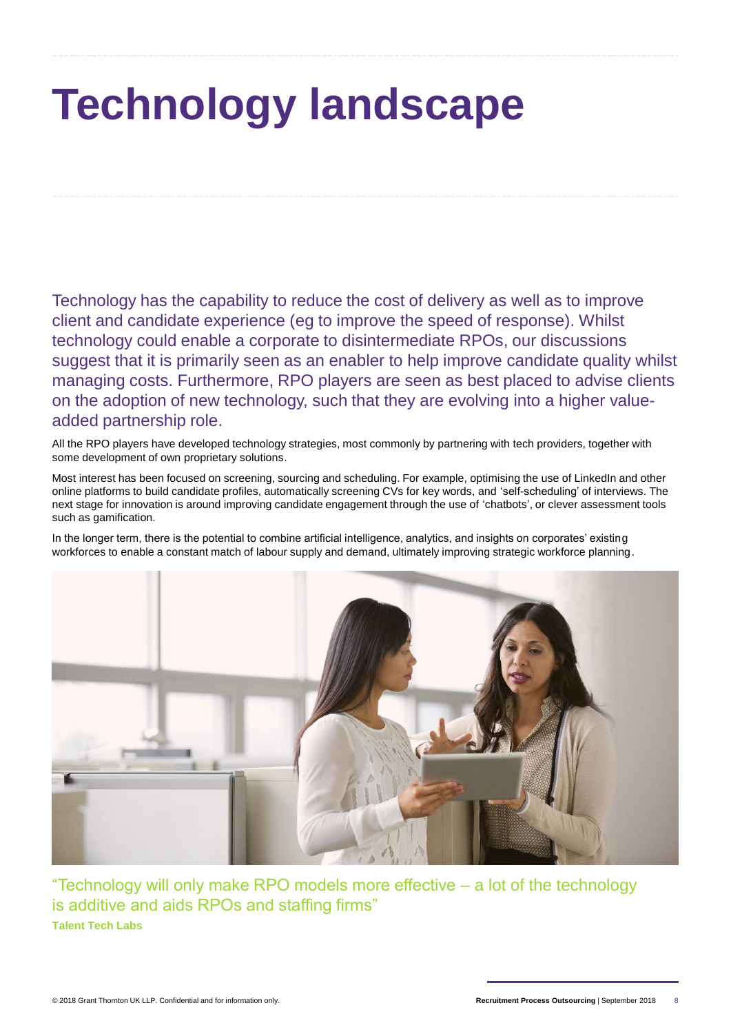# Technology landscape

Technology has the capability to reduce the cost of delivery as well as to improve client and candidate experience (eg to improve the speed of response). Whilst technology could enable a corporate to disintermediate RPOs, our discussions suggest that it is primarily seen as an enabler to help improve candidate quality whilst managing costs. Furthermore, RPO players are seen as best placed to advise clients on the adoption of new technology, such that they are evolving into a higher value-added partnership role.

All the RPO players have developed technology strategies, most commonly by partnering with tech providers, together with some development of own proprietary solutions.

Most interest has been focused on screening, sourcing and scheduling. For example, optimising the use of LinkedIn and other online platforms to build candidate profiles, automatically screening CVs for key words, and 'self-scheduling' of interviews. The next stage for innovation is around improving candidate engagement through the use of 'chatbots', or clever assessment tools such as gamification.

In the longer term, there is the potential to combine artificial intelligence, analytics, and insights on corporates' existing workforces to enable a constant match of labour supply and demand, ultimately improving strategic workforce planning.

"Technology will only make RPO models more effective – a lot of the technology is additive and aids RPOs and staffing firms"
**Talent Tech Labs**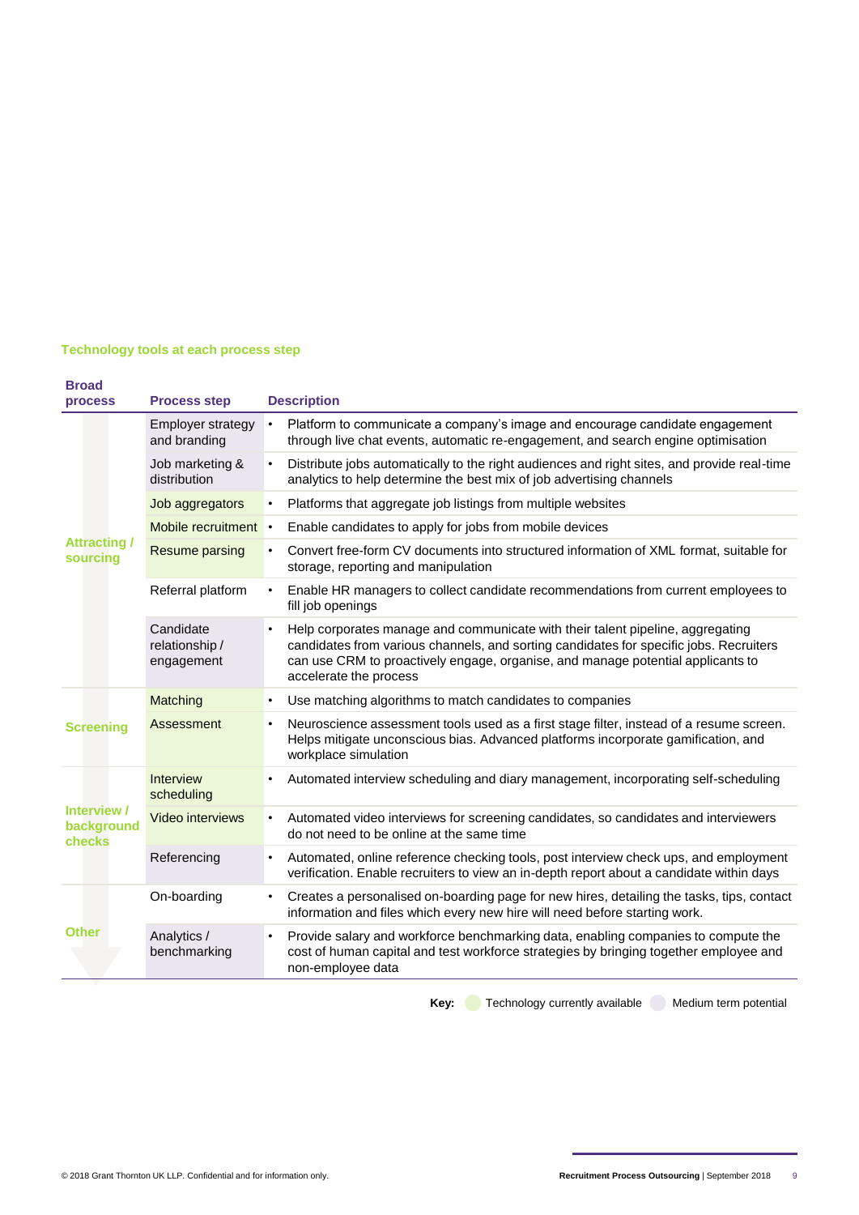### Technology tools at each process step

| Broad process | Process step | Description |
|---|---|---|
| Attracting / sourcing | Employer strategy and branding | • Platform to communicate a company's image and encourage candidate engagement through live chat events, automatic re-engagement, and search engine optimisation |
| | Job marketing & distribution | • Distribute jobs automatically to the right audiences and right sites, and provide real-time analytics to help determine the best mix of job advertising channels |
| | Job aggregators | • Platforms that aggregate job listings from multiple websites |
| | Mobile recruitment | • Enable candidates to apply for jobs from mobile devices |
| | Resume parsing | • Convert free-form CV documents into structured information of XML format, suitable for storage, reporting and manipulation |
| | Referral platform | • Enable HR managers to collect candidate recommendations from current employees to fill job openings |
| | Candidate relationship / engagement | • Help corporates manage and communicate with their talent pipeline, aggregating candidates from various channels, and sorting candidates for specific jobs. Recruiters can use CRM to proactively engage, organise, and manage potential applicants to accelerate the process |
| Screening | Matching | • Use matching algorithms to match candidates to companies |
| | Assessment | • Neuroscience assessment tools used as a first stage filter, instead of a resume screen. Helps mitigate unconscious bias. Advanced platforms incorporate gamification, and workplace simulation |
| Interview / background checks | Interview scheduling | • Automated interview scheduling and diary management, incorporating self-scheduling |
| | Video interviews | • Automated video interviews for screening candidates, so candidates and interviewers do not need to be online at the same time |
| | Referencing | • Automated, online reference checking tools, post interview check ups, and employment verification. Enable recruiters to view an in-depth report about a candidate within days |
| Other | On-boarding | • Creates a personalised on-boarding page for new hires, detailing the tasks, tips, contact information and files which every new hire will need before starting work. |
| | Analytics / benchmarking | • Provide salary and workforce benchmarking data, enabling companies to compute the cost of human capital and test workforce strategies by bringing together employee and non-employee data |

**Key:** Technology currently available   Medium term potential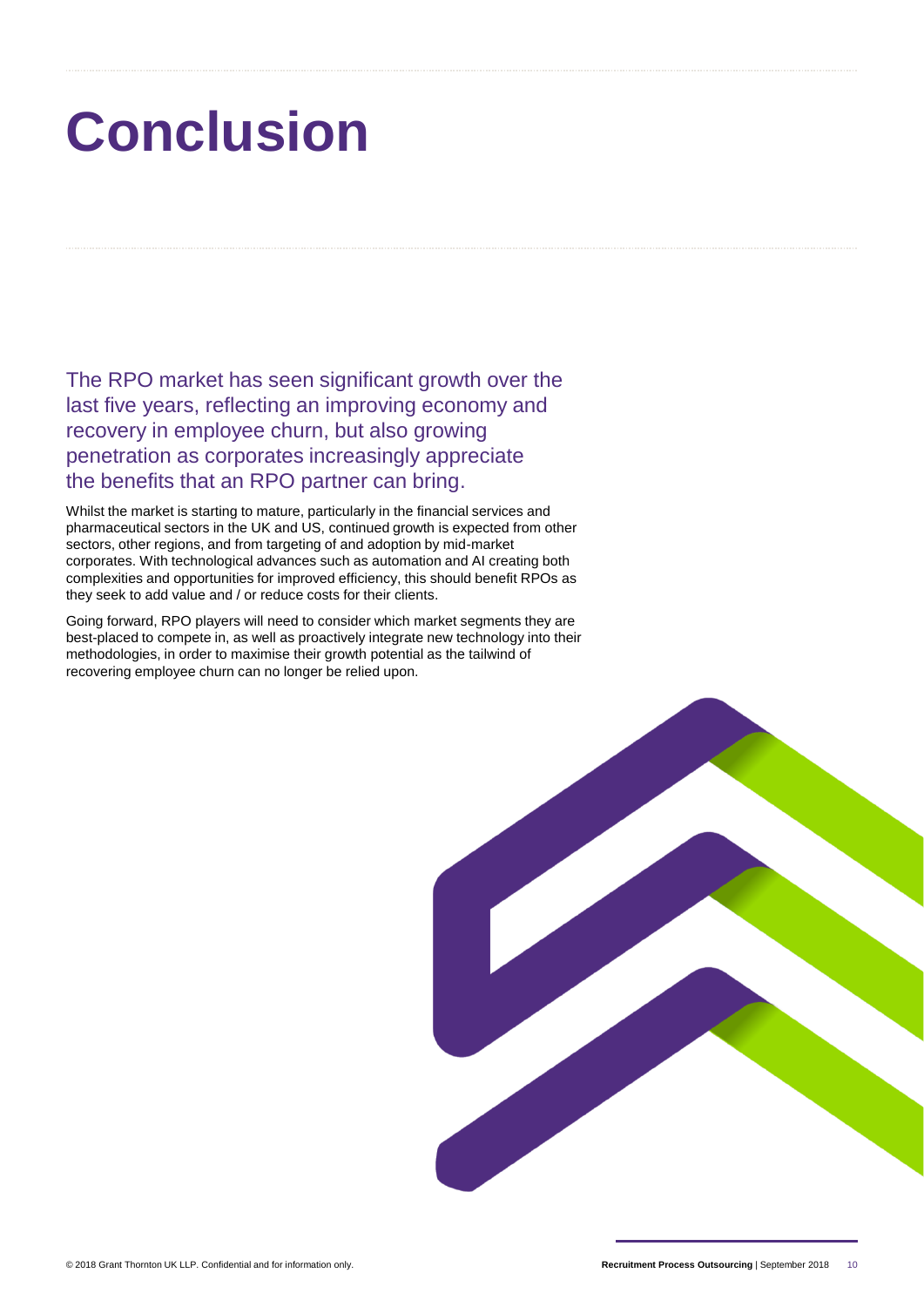# Conclusion

The RPO market has seen significant growth over the last five years, reflecting an improving economy and recovery in employee churn, but also growing penetration as corporates increasingly appreciate the benefits that an RPO partner can bring.

Whilst the market is starting to mature, particularly in the financial services and pharmaceutical sectors in the UK and US, continued growth is expected from other sectors, other regions, and from targeting of and adoption by mid-market corporates. With technological advances such as automation and AI creating both complexities and opportunities for improved efficiency, this should benefit RPOs as they seek to add value and / or reduce costs for their clients.

Going forward, RPO players will need to consider which market segments they are best-placed to compete in, as well as proactively integrate new technology into their methodologies, in order to maximise their growth potential as the tailwind of recovering employee churn can no longer be relied upon.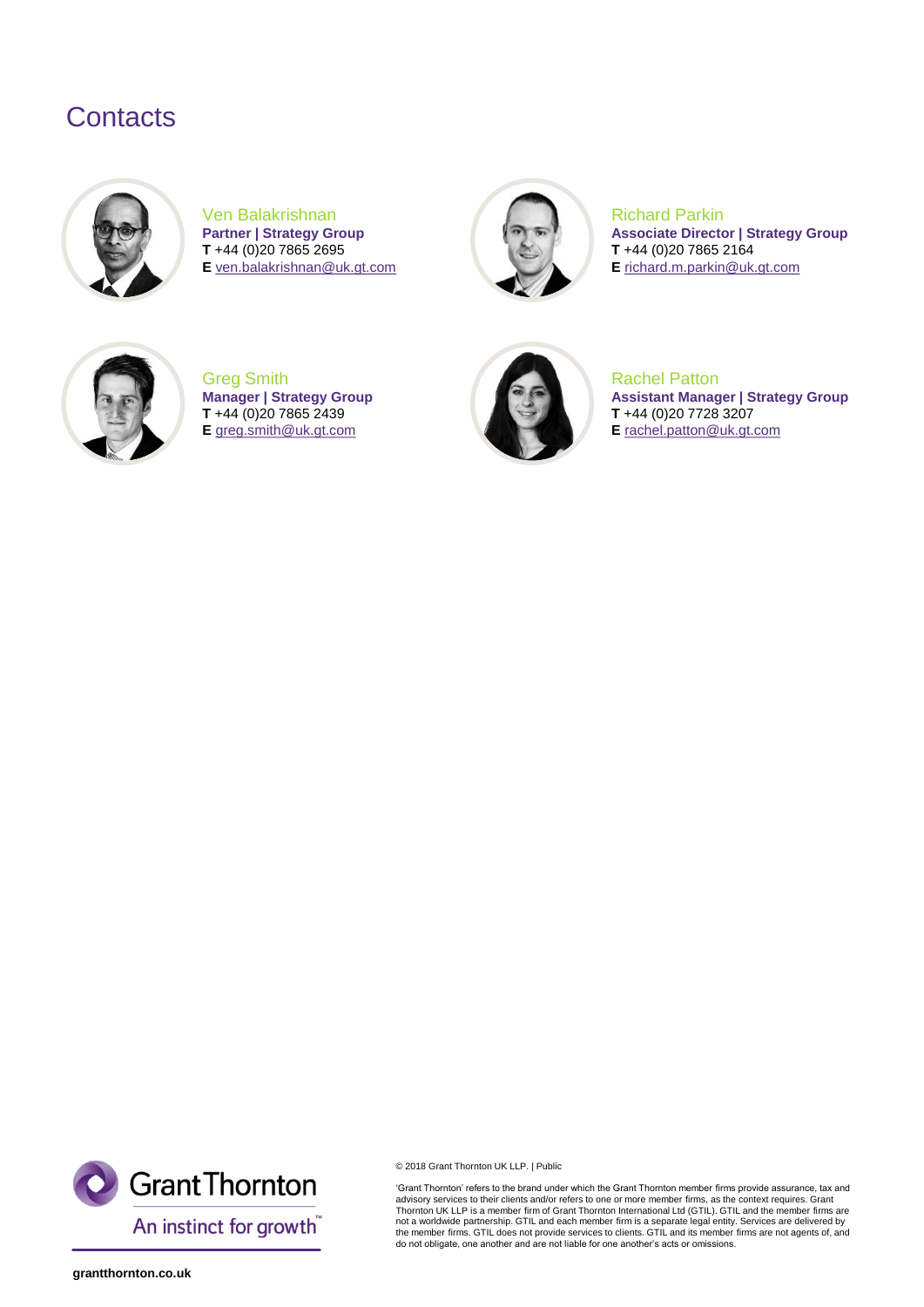# Contacts

**Ven Balakrishnan**
**Partner | Strategy Group**
**T** +44 (0)20 7865 2695
**E** ven.balakrishnan@uk.gt.com

**Richard Parkin**
**Associate Director | Strategy Group**
**T** +44 (0)20 7865 2164
**E** richard.m.parkin@uk.gt.com

**Greg Smith**
**Manager | Strategy Group**
**T** +44 (0)20 7865 2439
**E** greg.smith@uk.gt.com

**Rachel Patton**
**Assistant Manager | Strategy Group**
**T** +44 (0)20 7728 3207
**E** rachel.patton@uk.gt.com

Grant Thornton
An instinct for growth™

© 2018 Grant Thornton UK LLP. | Public

'Grant Thornton' refers to the brand under which the Grant Thornton member firms provide assurance, tax and advisory services to their clients and/or refers to one or more member firms, as the context requires. Grant Thornton UK LLP is a member firm of Grant Thornton International Ltd (GTIL). GTIL and the member firms are not a worldwide partnership. GTIL and each member firm is a separate legal entity. Services are delivered by the member firms. GTIL does not provide services to clients. GTIL and its member firms are not agents of, and do not obligate, one another and are not liable for one another's acts or omissions.

**grantthornton.co.uk**